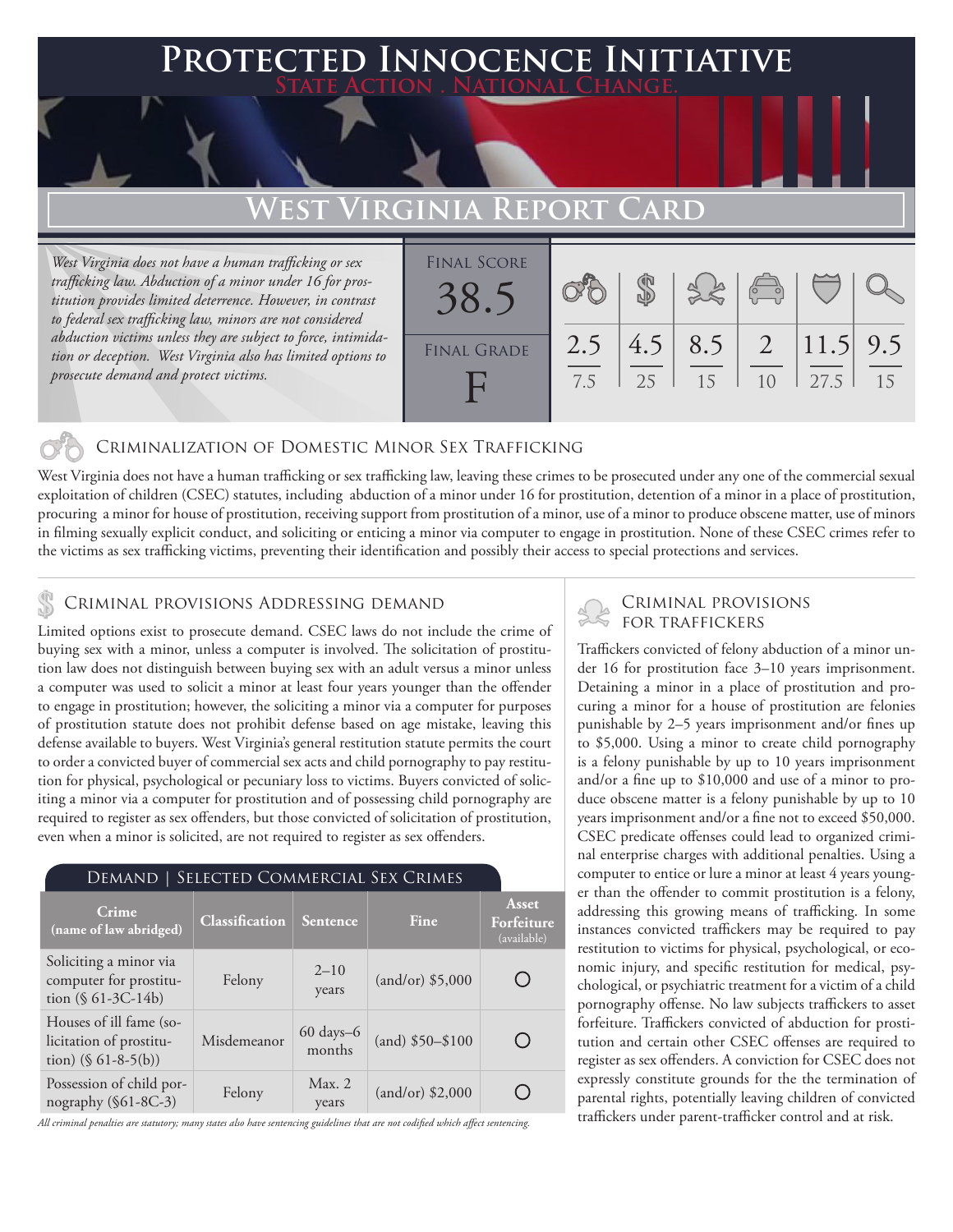# Protected Innocence Initiative

State Action . National Change.

## West Virginia Report Card

*West Virginia does not have a human trafficking or sex trafficking law. Abduction of a minor under 16 for prostitution provides limited deterrence. However, in contrast to federal sex trafficking law, minors are not considered abduction victims unless they are subject to force, intimidation or deception. West Virginia also has limited options to prosecute demand and protect victims.*

| Final Score | Criminalization of Domestic Minor Sex Trafficking | Criminal Provisions Addressing Demand | Criminal Provisions for Traffickers | Criminal Provisions for Facilitators | Protective Provisions for the Child Victims | Criminal Justice Tools for Investigation and Prosecution |
|---|---|---|---|---|---|---|
| 38.5 | 2.5 / 7.5 | 4.5 / 25 | 8.5 / 15 | 2 / 10 | 11.5 / 27.5 | 9.5 / 15 |

Final Grade: **F**

### Criminalization of Domestic Minor Sex Trafficking

West Virginia does not have a human trafficking or sex trafficking law, leaving these crimes to be prosecuted under any one of the commercial sexual exploitation of children (CSEC) statutes, including abduction of a minor under 16 for prostitution, detention of a minor in a place of prostitution, procuring a minor for house of prostitution, receiving support from prostitution of a minor, use of a minor to produce obscene matter, use of minors in filming sexually explicit conduct, and soliciting or enticing a minor via computer to engage in prostitution. None of these CSEC crimes refer to the victims as sex trafficking victims, preventing their identification and possibly their access to special protections and services.

### Criminal provisions Addressing demand

Limited options exist to prosecute demand. CSEC laws do not include the crime of buying sex with a minor, unless a computer is involved. The solicitation of prostitution law does not distinguish between buying sex with an adult versus a minor unless a computer was used to solicit a minor at least four years younger than the offender to engage in prostitution; however, the soliciting a minor via a computer for purposes of prostitution statute does not prohibit defense based on age mistake, leaving this defense available to buyers. West Virginia's general restitution statute permits the court to order a convicted buyer of commercial sex acts and child pornography to pay restitution for physical, psychological or pecuniary loss to victims. Buyers convicted of soliciting a minor via a computer for prostitution and of possessing child pornography are required to register as sex offenders, but those convicted of solicitation of prostitution, even when a minor is solicited, are not required to register as sex offenders.

**Demand | Selected Commercial Sex Crimes**

| Crime (name of law abridged) | Classification | Sentence | Fine | Asset Forfeiture (available) |
|---|---|---|---|---|
| Soliciting a minor via computer for prostitution (§ 61-3C-14b) | Felony | 2–10 years | (and/or) $5,000 | ○ |
| Houses of ill fame (solicitation of prostitution) (§ 61-8-5(b)) | Misdemeanor | 60 days–6 months | (and) $50–$100 | ○ |
| Possession of child pornography (§61-8C-3) | Felony | Max. 2 years | (and/or) $2,000 | ○ |

*All criminal penalties are statutory; many states also have sentencing guidelines that are not codified which affect sentencing.*

### Criminal provisions for traffickers

Traffickers convicted of felony abduction of a minor under 16 for prostitution face 3–10 years imprisonment. Detaining a minor in a place of prostitution and procuring a minor for a house of prostitution are felonies punishable by 2–5 years imprisonment and/or fines up to $5,000. Using a minor to create child pornography is a felony punishable by up to 10 years imprisonment and/or a fine up to $10,000 and use of a minor to produce obscene matter is a felony punishable by up to 10 years imprisonment and/or a fine not to exceed $50,000. CSEC predicate offenses could lead to organized criminal enterprise charges with additional penalties. Using a computer to entice or lure a minor at least 4 years younger than the offender to commit prostitution is a felony, addressing this growing means of trafficking. In some instances convicted traffickers may be required to pay restitution to victims for physical, psychological, or economic injury, and specific restitution for medical, psychological, or psychiatric treatment for a victim of a child pornography offense. No law subjects traffickers to asset forfeiture. Traffickers convicted of abduction for prostitution and certain other CSEC offenses are required to register as sex offenders. A conviction for CSEC does not expressly constitute grounds for the the termination of parental rights, potentially leaving children of convicted traffickers under parent-trafficker control and at risk.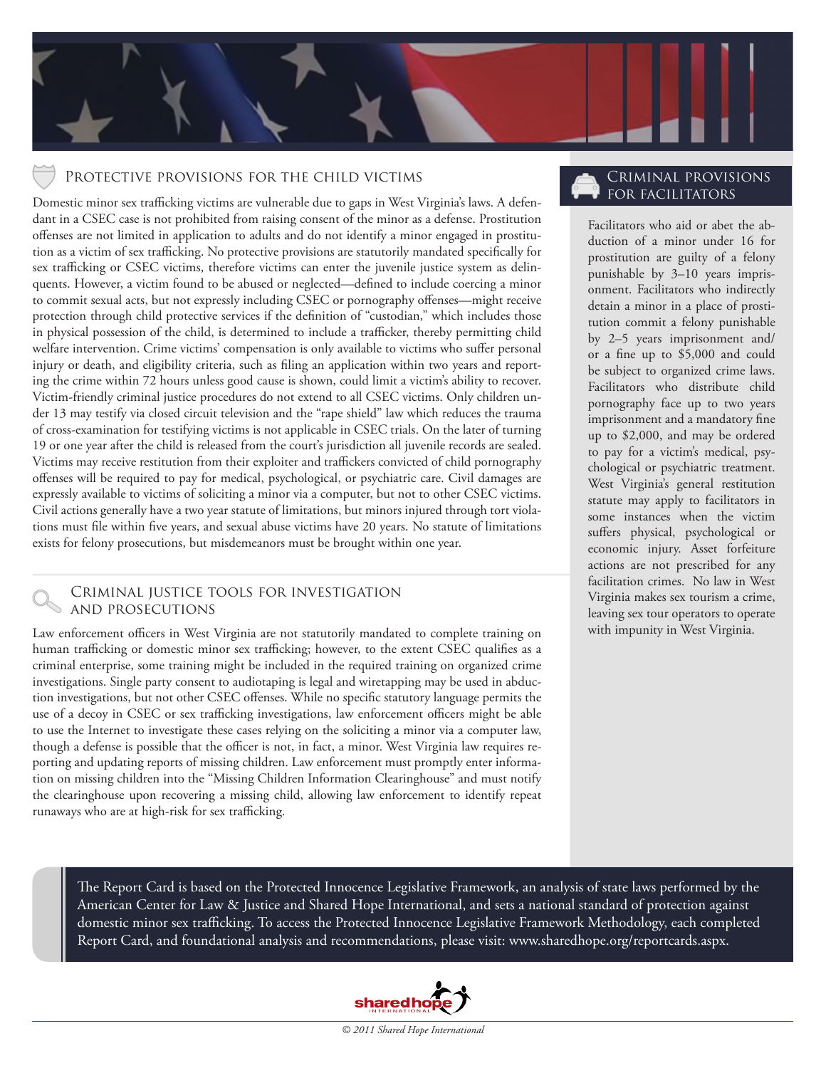## Protective provisions for the child victims

Domestic minor sex trafficking victims are vulnerable due to gaps in West Virginia's laws. A defendant in a CSEC case is not prohibited from raising consent of the minor as a defense. Prostitution offenses are not limited in application to adults and do not identify a minor engaged in prostitution as a victim of sex trafficking. No protective provisions are statutorily mandated specifically for sex trafficking or CSEC victims, therefore victims can enter the juvenile justice system as delinquents. However, a victim found to be abused or neglected—defined to include coercing a minor to commit sexual acts, but not expressly including CSEC or pornography offenses—might receive protection through child protective services if the definition of "custodian," which includes those in physical possession of the child, is determined to include a trafficker, thereby permitting child welfare intervention. Crime victims' compensation is only available to victims who suffer personal injury or death, and eligibility criteria, such as filing an application within two years and reporting the crime within 72 hours unless good cause is shown, could limit a victim's ability to recover. Victim-friendly criminal justice procedures do not extend to all CSEC victims. Only children under 13 may testify via closed circuit television and the "rape shield" law which reduces the trauma of cross-examination for testifying victims is not applicable in CSEC trials. On the later of turning 19 or one year after the child is released from the court's jurisdiction all juvenile records are sealed. Victims may receive restitution from their exploiter and traffickers convicted of child pornography offenses will be required to pay for medical, psychological, or psychiatric care. Civil damages are expressly available to victims of soliciting a minor via a computer, but not to other CSEC victims. Civil actions generally have a two year statute of limitations, but minors injured through tort violations must file within five years, and sexual abuse victims have 20 years. No statute of limitations exists for felony prosecutions, but misdemeanors must be brought within one year.

## Criminal justice tools for investigation and prosecutions

Law enforcement officers in West Virginia are not statutorily mandated to complete training on human trafficking or domestic minor sex trafficking; however, to the extent CSEC qualifies as a criminal enterprise, some training might be included in the required training on organized crime investigations. Single party consent to audiotaping is legal and wiretapping may be used in abduction investigations, but not other CSEC offenses. While no specific statutory language permits the use of a decoy in CSEC or sex trafficking investigations, law enforcement officers might be able to use the Internet to investigate these cases relying on the soliciting a minor via a computer law, though a defense is possible that the officer is not, in fact, a minor. West Virginia law requires reporting and updating reports of missing children. Law enforcement must promptly enter information on missing children into the "Missing Children Information Clearinghouse" and must notify the clearinghouse upon recovering a missing child, allowing law enforcement to identify repeat runaways who are at high-risk for sex trafficking.

## Criminal provisions for facilitators

Facilitators who aid or abet the abduction of a minor under 16 for prostitution are guilty of a felony punishable by 3–10 years imprisonment. Facilitators who indirectly detain a minor in a place of prostitution commit a felony punishable by 2–5 years imprisonment and/or a fine up to $5,000 and could be subject to organized crime laws. Facilitators who distribute child pornography face up to two years imprisonment and a mandatory fine up to $2,000, and may be ordered to pay for a victim's medical, psychological or psychiatric treatment. West Virginia's general restitution statute may apply to facilitators in some instances when the victim suffers physical, psychological or economic injury. Asset forfeiture actions are not prescribed for any facilitation crimes. No law in West Virginia makes sex tourism a crime, leaving sex tour operators to operate with impunity in West Virginia.

The Report Card is based on the Protected Innocence Legislative Framework, an analysis of state laws performed by the American Center for Law & Justice and Shared Hope International, and sets a national standard of protection against domestic minor sex trafficking. To access the Protected Innocence Legislative Framework Methodology, each completed Report Card, and foundational analysis and recommendations, please visit: www.sharedhope.org/reportcards.aspx.

*© 2011 Shared Hope International*